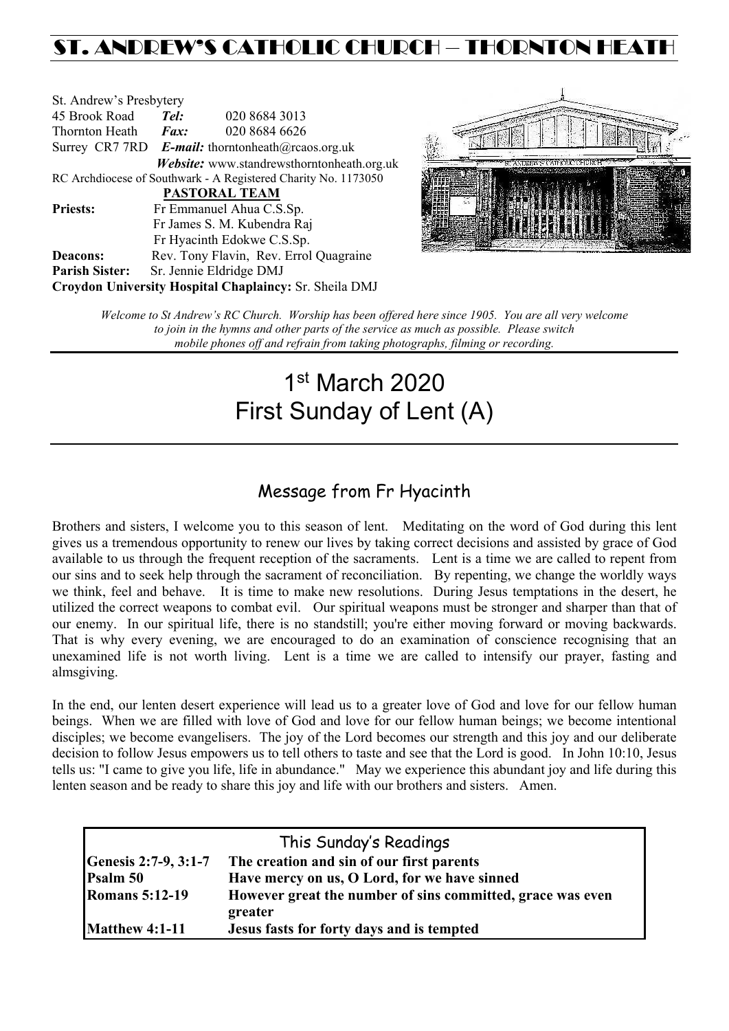# ST. ANDREW'S CATHOLIC CHURCH – THORNTON HEATH

St. Andrew's Presbytery
45 Brook Road **Tel:** 020 8684 3013
Thornton Heath **Fax:** 020 8684 6626
Surrey CR7 7RD ***E-mail:*** thorntonheath@rcaos.org.uk
***Website:*** www.standrewsthorntonheath.org.uk
RC Archdiocese of Southwark - A Registered Charity No. 1173050

**PASTORAL TEAM**

**Priests:** Fr Emmanuel Ahua C.S.Sp.
Fr James S. M. Kubendra Raj
Fr Hyacinth Edokwe C.S.Sp.
**Deacons:** Rev. Tony Flavin, Rev. Errol Quagraine
**Parish Sister:** Sr. Jennie Eldridge DMJ
**Croydon University Hospital Chaplaincy:** Sr. Sheila DMJ

*Welcome to St Andrew's RC Church. Worship has been offered here since 1905. You are all very welcome to join in the hymns and other parts of the service as much as possible. Please switch mobile phones off and refrain from taking photographs, filming or recording.*

# 1st March 2020
# First Sunday of Lent (A)

## Message from Fr Hyacinth

Brothers and sisters, I welcome you to this season of lent. Meditating on the word of God during this lent gives us a tremendous opportunity to renew our lives by taking correct decisions and assisted by grace of God available to us through the frequent reception of the sacraments. Lent is a time we are called to repent from our sins and to seek help through the sacrament of reconciliation. By repenting, we change the worldly ways we think, feel and behave. It is time to make new resolutions. During Jesus temptations in the desert, he utilized the correct weapons to combat evil. Our spiritual weapons must be stronger and sharper than that of our enemy. In our spiritual life, there is no standstill; you're either moving forward or moving backwards. That is why every evening, we are encouraged to do an examination of conscience recognising that an unexamined life is not worth living. Lent is a time we are called to intensify our prayer, fasting and almsgiving.

In the end, our lenten desert experience will lead us to a greater love of God and love for our fellow human beings. When we are filled with love of God and love for our fellow human beings; we become intentional disciples; we become evangelisers. The joy of the Lord becomes our strength and this joy and our deliberate decision to follow Jesus empowers us to tell others to taste and see that the Lord is good. In John 10:10, Jesus tells us: "I came to give you life, life in abundance." May we experience this abundant joy and life during this lenten season and be ready to share this joy and life with our brothers and sisters. Amen.

## This Sunday's Readings

| | |
|---|---|
| **Genesis 2:7-9, 3:1-7** | **The creation and sin of our first parents** |
| **Psalm 50** | **Have mercy on us, O Lord, for we have sinned** |
| **Romans 5:12-19** | **However great the number of sins committed, grace was even greater** |
| **Matthew 4:1-11** | **Jesus fasts for forty days and is tempted** |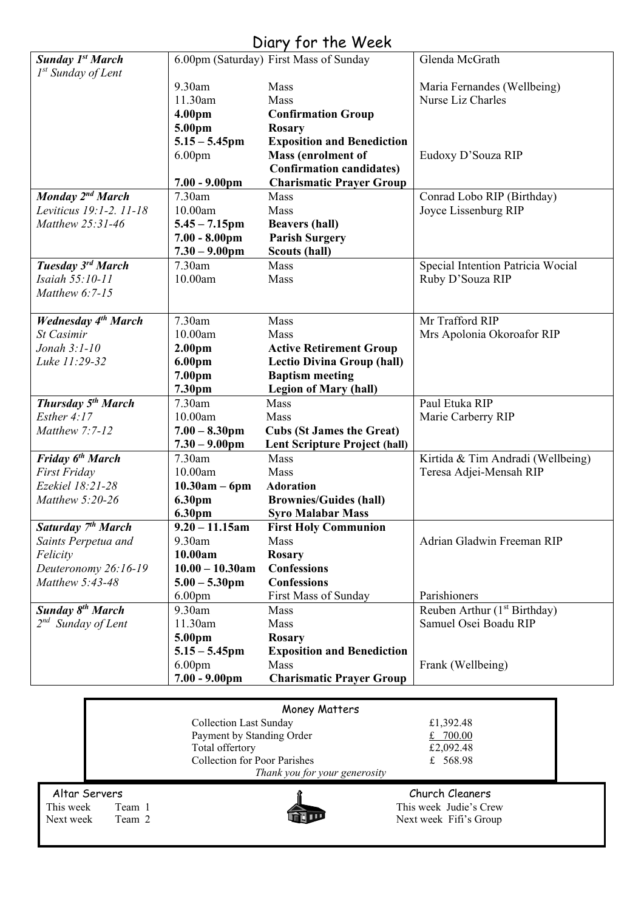# Diary for the Week

| Day | Time | Event | Intention |
|---|---|---|---|
| ***Sunday 1st March*** | 6.00pm (Saturday) | First Mass of Sunday | Glenda McGrath |
| *1st Sunday of Lent* | 9.30am | Mass | Maria Fernandes (Wellbeing) |
| | 11.30am | Mass | Nurse Liz Charles |
| | **4.00pm** | **Confirmation Group** | |
| | **5.00pm** | **Rosary** | |
| | **5.15 – 5.45pm** | **Exposition and Benediction** | |
| | 6.00pm | **Mass (enrolment of Confirmation candidates)** | Eudoxy D'Souza RIP |
| | **7.00 - 9.00pm** | **Charismatic Prayer Group** | |
| ***Monday 2nd March*** | 7.30am | Mass | Conrad Lobo RIP (Birthday) |
| *Leviticus 19:1-2. 11-18* | 10.00am | Mass | Joyce Lissenburg RIP |
| *Matthew 25:31-46* | **5.45 – 7.15pm** | **Beavers (hall)** | |
| | **7.00 - 8.00pm** | **Parish Surgery** | |
| | **7.30 – 9.00pm** | **Scouts (hall)** | |
| ***Tuesday 3rd March*** | 7.30am | Mass | Special Intention Patricia Wocial |
| *Isaiah 55:10-11* | 10.00am | Mass | Ruby D'Souza RIP |
| *Matthew 6:7-15* | | | |
| ***Wednesday 4th March*** | 7.30am | Mass | Mr Trafford RIP |
| *St Casimir* | 10.00am | Mass | Mrs Apolonia Okoroafor RIP |
| *Jonah 3:1-10* | **2.00pm** | **Active Retirement Group** | |
| *Luke 11:29-32* | **6.00pm** | **Lectio Divina Group (hall)** | |
| | **7.00pm** | **Baptism meeting** | |
| | **7.30pm** | **Legion of Mary (hall)** | |
| ***Thursday 5th March*** | 7.30am | Mass | Paul Etuka RIP |
| *Esther 4:17* | 10.00am | Mass | Marie Carberry RIP |
| *Matthew 7:7-12* | **7.00 – 8.30pm** | **Cubs (St James the Great)** | |
| | **7.30 – 9.00pm** | **Lent Scripture Project (hall)** | |
| ***Friday 6th March*** | 7.30am | Mass | Kirtida & Tim Andradi (Wellbeing) |
| *First Friday* | 10.00am | Mass | Teresa Adjei-Mensah RIP |
| *Ezekiel 18:21-28* | **10.30am – 6pm** | **Adoration** | |
| *Matthew 5:20-26* | **6.30pm** | **Brownies/Guides (hall)** | |
| | **6.30pm** | **Syro Malabar Mass** | |
| ***Saturday 7th March*** | **9.20 – 11.15am** | **First Holy Communion** | |
| *Saints Perpetua and Felicity* | 9.30am | Mass | Adrian Gladwin Freeman RIP |
| *Deuteronomy 26:16-19* | **10.00am** | **Rosary** | |
| *Matthew 5:43-48* | **10.00 – 10.30am** | **Confessions** | |
| | **5.00 – 5.30pm** | **Confessions** | |
| | 6.00pm | First Mass of Sunday | Parishioners |
| ***Sunday 8th March*** | 9.30am | Mass | Reuben Arthur (1st Birthday) |
| *2nd Sunday of Lent* | 11.30am | Mass | Samuel Osei Boadu RIP |
| | **5.00pm** | **Rosary** | |
| | **5.15 – 5.45pm** | **Exposition and Benediction** | |
| | 6.00pm | Mass | Frank (Wellbeing) |
| | **7.00 - 9.00pm** | **Charismatic Prayer Group** | |

## Money Matters

| | |
|---|---|
| Collection Last Sunday | £1,392.48 |
| Payment by Standing Order | £ 700.00 |
| Total offertory | £2,092.48 |
| Collection for Poor Parishes | £ 568.98 |

*Thank you for your generosity*

**Altar Servers**

This week Team 1
Next week Team 2

**Church Cleaners**

This week Judie's Crew
Next week Fifi's Group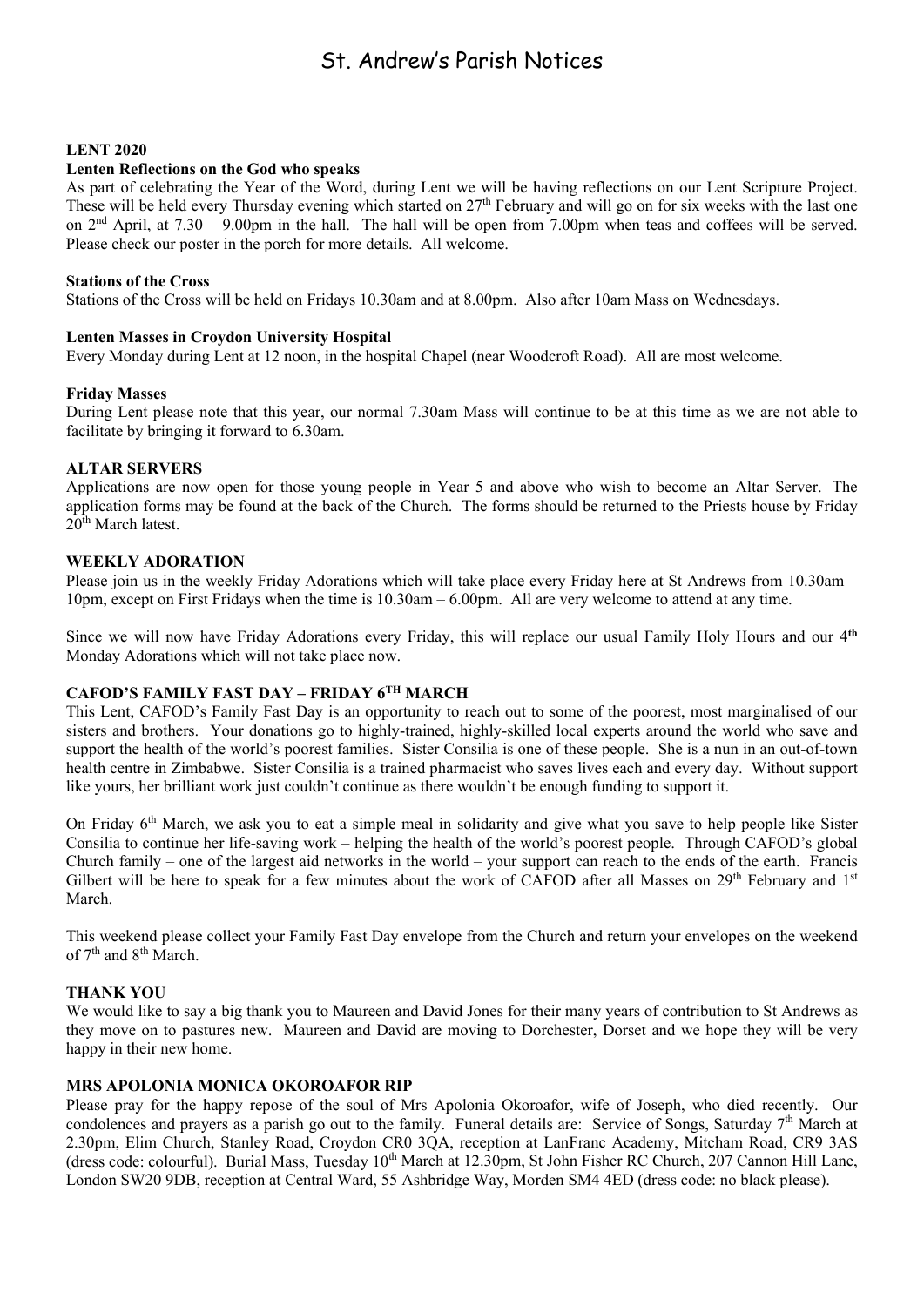# St. Andrew's Parish Notices

## LENT 2020

### Lenten Reflections on the God who speaks

As part of celebrating the Year of the Word, during Lent we will be having reflections on our Lent Scripture Project. These will be held every Thursday evening which started on 27th February and will go on for six weeks with the last one on 2nd April, at 7.30 – 9.00pm in the hall. The hall will be open from 7.00pm when teas and coffees will be served. Please check our poster in the porch for more details. All welcome.

### Stations of the Cross

Stations of the Cross will be held on Fridays 10.30am and at 8.00pm. Also after 10am Mass on Wednesdays.

### Lenten Masses in Croydon University Hospital

Every Monday during Lent at 12 noon, in the hospital Chapel (near Woodcroft Road). All are most welcome.

### Friday Masses

During Lent please note that this year, our normal 7.30am Mass will continue to be at this time as we are not able to facilitate by bringing it forward to 6.30am.

## ALTAR SERVERS

Applications are now open for those young people in Year 5 and above who wish to become an Altar Server. The application forms may be found at the back of the Church. The forms should be returned to the Priests house by Friday 20th March latest.

## WEEKLY ADORATION

Please join us in the weekly Friday Adorations which will take place every Friday here at St Andrews from 10.30am – 10pm, except on First Fridays when the time is 10.30am – 6.00pm. All are very welcome to attend at any time.

Since we will now have Friday Adorations every Friday, this will replace our usual Family Holy Hours and our 4th Monday Adorations which will not take place now.

## CAFOD'S FAMILY FAST DAY – FRIDAY 6TH MARCH

This Lent, CAFOD's Family Fast Day is an opportunity to reach out to some of the poorest, most marginalised of our sisters and brothers. Your donations go to highly-trained, highly-skilled local experts around the world who save and support the health of the world's poorest families. Sister Consilia is one of these people. She is a nun in an out-of-town health centre in Zimbabwe. Sister Consilia is a trained pharmacist who saves lives each and every day. Without support like yours, her brilliant work just couldn't continue as there wouldn't be enough funding to support it.

On Friday 6th March, we ask you to eat a simple meal in solidarity and give what you save to help people like Sister Consilia to continue her life-saving work – helping the health of the world's poorest people. Through CAFOD's global Church family – one of the largest aid networks in the world – your support can reach to the ends of the earth. Francis Gilbert will be here to speak for a few minutes about the work of CAFOD after all Masses on 29th February and 1st March.

This weekend please collect your Family Fast Day envelope from the Church and return your envelopes on the weekend of 7th and 8th March.

## THANK YOU

We would like to say a big thank you to Maureen and David Jones for their many years of contribution to St Andrews as they move on to pastures new. Maureen and David are moving to Dorchester, Dorset and we hope they will be very happy in their new home.

## MRS APOLONIA MONICA OKOROAFOR RIP

Please pray for the happy repose of the soul of Mrs Apolonia Okoroafor, wife of Joseph, who died recently. Our condolences and prayers as a parish go out to the family. Funeral details are: Service of Songs, Saturday 7th March at 2.30pm, Elim Church, Stanley Road, Croydon CR0 3QA, reception at LanFranc Academy, Mitcham Road, CR9 3AS (dress code: colourful). Burial Mass, Tuesday 10th March at 12.30pm, St John Fisher RC Church, 207 Cannon Hill Lane, London SW20 9DB, reception at Central Ward, 55 Ashbridge Way, Morden SM4 4ED (dress code: no black please).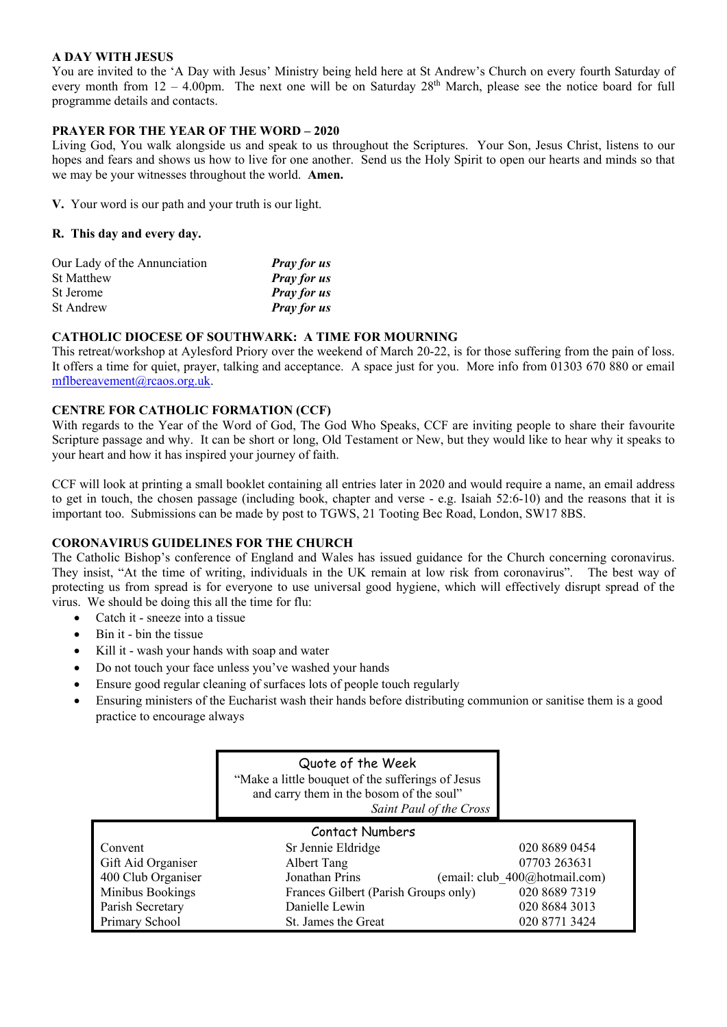### A DAY WITH JESUS

You are invited to the 'A Day with Jesus' Ministry being held here at St Andrew's Church on every fourth Saturday of every month from 12 – 4.00pm. The next one will be on Saturday 28th March, please see the notice board for full programme details and contacts.

### PRAYER FOR THE YEAR OF THE WORD – 2020

Living God, You walk alongside us and speak to us throughout the Scriptures. Your Son, Jesus Christ, listens to our hopes and fears and shows us how to live for one another. Send us the Holy Spirit to open our hearts and minds so that we may be your witnesses throughout the world. **Amen.**

**V.** Your word is our path and your truth is our light.

**R. This day and every day.**

| | |
|---|---|
| Our Lady of the Annunciation | ***Pray for us*** |
| St Matthew | ***Pray for us*** |
| St Jerome | ***Pray for us*** |
| St Andrew | ***Pray for us*** |

### CATHOLIC DIOCESE OF SOUTHWARK: A TIME FOR MOURNING

This retreat/workshop at Aylesford Priory over the weekend of March 20-22, is for those suffering from the pain of loss. It offers a time for quiet, prayer, talking and acceptance. A space just for you. More info from 01303 670 880 or email mflbereavement@rcaos.org.uk.

### CENTRE FOR CATHOLIC FORMATION (CCF)

With regards to the Year of the Word of God, The God Who Speaks, CCF are inviting people to share their favourite Scripture passage and why. It can be short or long, Old Testament or New, but they would like to hear why it speaks to your heart and how it has inspired your journey of faith.

CCF will look at printing a small booklet containing all entries later in 2020 and would require a name, an email address to get in touch, the chosen passage (including book, chapter and verse - e.g. Isaiah 52:6-10) and the reasons that it is important too. Submissions can be made by post to TGWS, 21 Tooting Bec Road, London, SW17 8BS.

### CORONAVIRUS GUIDELINES FOR THE CHURCH

The Catholic Bishop's conference of England and Wales has issued guidance for the Church concerning coronavirus. They insist, "At the time of writing, individuals in the UK remain at low risk from coronavirus". The best way of protecting us from spread is for everyone to use universal good hygiene, which will effectively disrupt spread of the virus. We should be doing this all the time for flu:

- Catch it - sneeze into a tissue
- Bin it - bin the tissue
- Kill it - wash your hands with soap and water
- Do not touch your face unless you've washed your hands
- Ensure good regular cleaning of surfaces lots of people touch regularly
- Ensuring ministers of the Eucharist wash their hands before distributing communion or sanitise them is a good practice to encourage always

**Quote of the Week**

"Make a little bouquet of the sufferings of Jesus and carry them in the bosom of the soul"

*Saint Paul of the Cross*

**Contact Numbers**

| | | |
|---|---|---|
| Convent | Sr Jennie Eldridge | 020 8689 0454 |
| Gift Aid Organiser | Albert Tang | 07703 263631 |
| 400 Club Organiser | Jonathan Prins | (email: club_400@hotmail.com) |
| Minibus Bookings | Frances Gilbert (Parish Groups only) | 020 8689 7319 |
| Parish Secretary | Danielle Lewin | 020 8684 3013 |
| Primary School | St. James the Great | 020 8771 3424 |